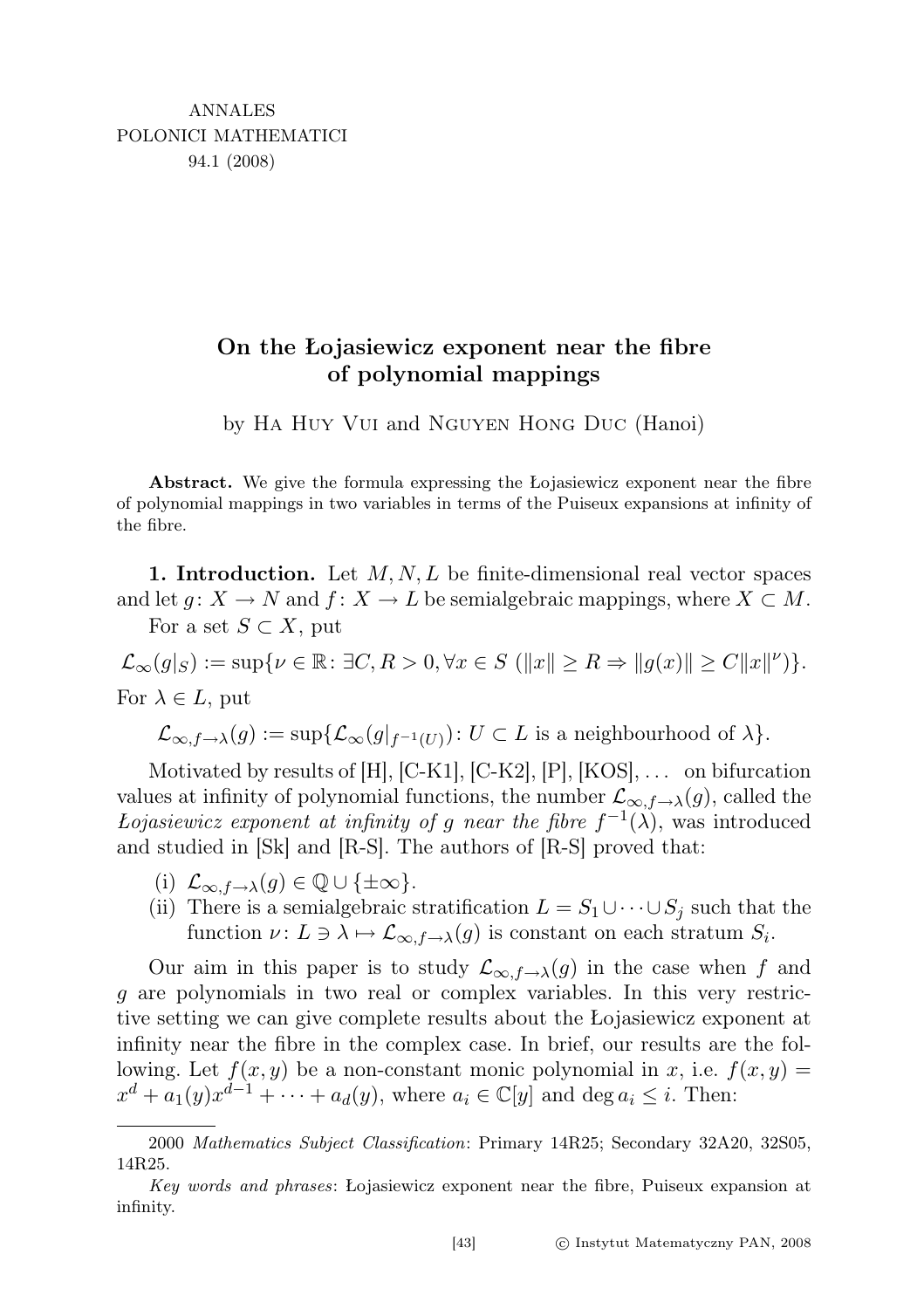# On the Łojasiewicz exponent near the fibre of polynomial mappings

by Ha Huy Vui and Nguyen Hong Duc (Hanoi)

**Abstract.** We give the formula expressing the Łojasiewicz exponent near the fibre of polynomial mappings in two variables in terms of the Puiseux expansions at infinity of the fibre.

**1. Introduction.** Let $M, N, L$ be finite-dimensional real vector spaces and let $g\colon X \to N$ and $f\colon X \to L$ be semialgebraic mappings, where $X \subset M$.

For a set $S \subset X$, put

$$\mathcal{L}_\infty(g|_S) := \sup\{\nu \in \mathbb{R}\colon \exists C, R > 0, \forall x \in S\ (\|x\| \geq R \Rightarrow \|g(x)\| \geq C\|x\|^\nu)\}.$$

For $\lambda \in L$, put

$$\mathcal{L}_{\infty, f\to\lambda}(g) := \sup\{\mathcal{L}_\infty(g|_{f^{-1}(U)})\colon U \subset L \text{ is a neighbourhood of } \lambda\}.$$

Motivated by results of [H], [C-K1], [C-K2], [P], [KOS], ... on bifurcation values at infinity of polynomial functions, the number $\mathcal{L}_{\infty, f\to\lambda}(g)$, called the *Łojasiewicz exponent at infinity of $g$ near the fibre $f^{-1}(\lambda)$*, was introduced and studied in [Sk] and [R-S]. The authors of [R-S] proved that:

- (i) $\mathcal{L}_{\infty, f\to\lambda}(g) \in \mathbb{Q} \cup \{\pm\infty\}$.
- (ii) There is a semialgebraic stratification $L = S_1 \cup \cdots \cup S_j$ such that the function $\nu\colon L \ni \lambda \mapsto \mathcal{L}_{\infty, f\to\lambda}(g)$ is constant on each stratum $S_i$.

Our aim in this paper is to study $\mathcal{L}_{\infty, f\to\lambda}(g)$ in the case when $f$ and $g$ are polynomials in two real or complex variables. In this very restrictive setting we can give complete results about the Łojasiewicz exponent at infinity near the fibre in the complex case. In brief, our results are the following. Let $f(x, y)$ be a non-constant monic polynomial in $x$, i.e. $f(x, y) = x^d + a_1(y)x^{d-1} + \cdots + a_d(y)$, where $a_i \in \mathbb{C}[y]$ and $\deg a_i \leq i$. Then:

---

2000 *Mathematics Subject Classification*: Primary 14R25; Secondary 32A20, 32S05, 14R25.

*Key words and phrases*: Łojasiewicz exponent near the fibre, Puiseux expansion at infinity.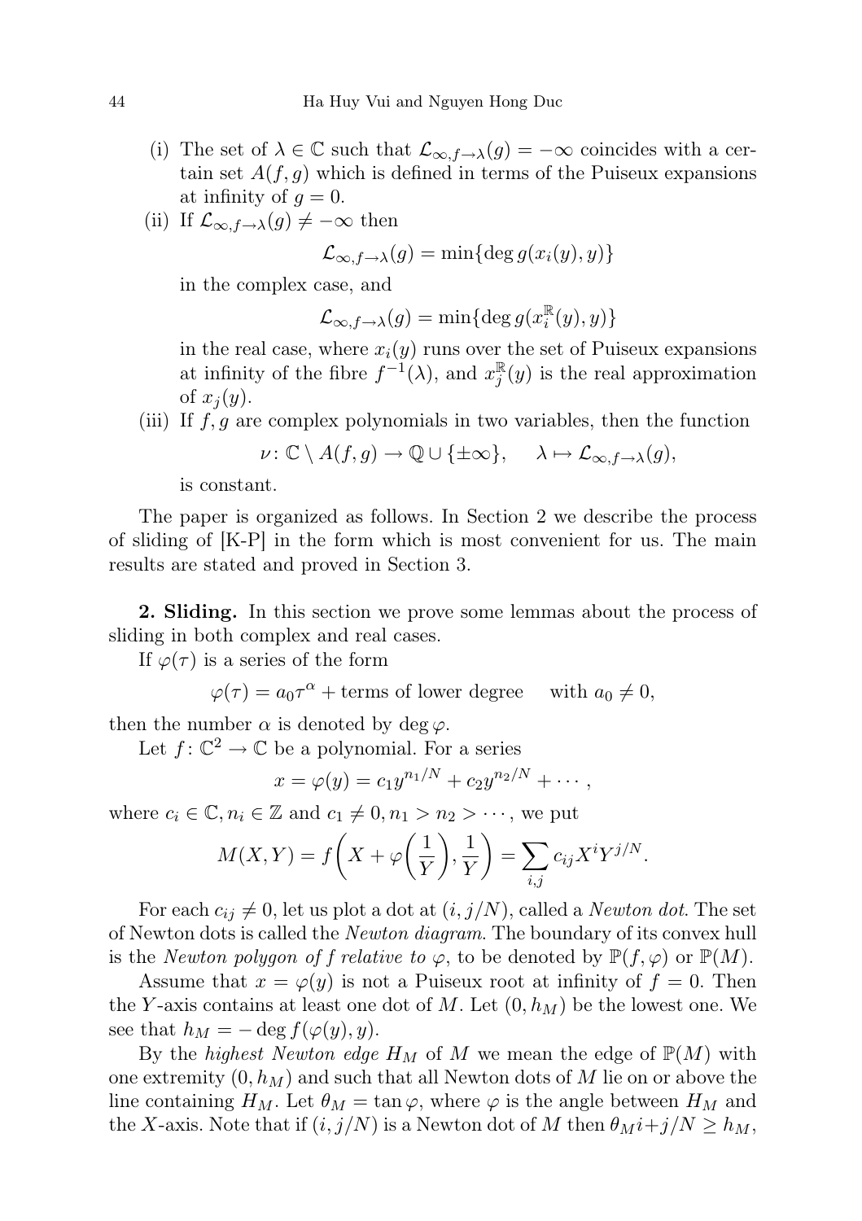(i) The set of $\lambda \in \mathbb{C}$ such that $\mathcal{L}_{\infty, f\to\lambda}(g) = -\infty$ coincides with a certain set $A(f,g)$ which is defined in terms of the Puiseux expansions at infinity of $g = 0$.

(ii) If $\mathcal{L}_{\infty, f\to\lambda}(g) \neq -\infty$ then

$$\mathcal{L}_{\infty, f\to\lambda}(g) = \min\{\deg g(x_i(y), y)\}$$

in the complex case, and

$$\mathcal{L}_{\infty, f\to\lambda}(g) = \min\{\deg g(x_i^{\mathbb{R}}(y), y)\}$$

in the real case, where $x_i(y)$ runs over the set of Puiseux expansions at infinity of the fibre $f^{-1}(\lambda)$, and $x_j^{\mathbb{R}}(y)$ is the real approximation of $x_j(y)$.

(iii) If $f, g$ are complex polynomials in two variables, then the function

$$\nu\colon \mathbb{C}\setminus A(f,g) \to \mathbb{Q}\cup\{\pm\infty\}, \quad \lambda \mapsto \mathcal{L}_{\infty, f\to\lambda}(g),$$

is constant.

The paper is organized as follows. In Section 2 we describe the process of sliding of [K-P] in the form which is most convenient for us. The main results are stated and proved in Section 3.

**2. Sliding.** In this section we prove some lemmas about the process of sliding in both complex and real cases.

If $\varphi(\tau)$ is a series of the form

$$\varphi(\tau) = a_0\tau^{\alpha} + \text{terms of lower degree} \quad \text{with } a_0 \neq 0,$$

then the number $\alpha$ is denoted by $\deg\varphi$.

Let $f\colon \mathbb{C}^2 \to \mathbb{C}$ be a polynomial. For a series

$$x = \varphi(y) = c_1 y^{n_1/N} + c_2 y^{n_2/N} + \cdots,$$

where $c_i \in \mathbb{C}, n_i \in \mathbb{Z}$ and $c_1 \neq 0, n_1 > n_2 > \cdots$, we put

$$M(X,Y) = f\left(X + \varphi\left(\frac{1}{Y}\right), \frac{1}{Y}\right) = \sum_{i,j} c_{ij} X^i Y^{j/N}.$$

For each $c_{ij} \neq 0$, let us plot a dot at $(i, j/N)$, called a *Newton dot*. The set of Newton dots is called the *Newton diagram*. The boundary of its convex hull is the *Newton polygon of $f$ relative to $\varphi$*, to be denoted by $\mathbb{P}(f,\varphi)$ or $\mathbb{P}(M)$.

Assume that $x = \varphi(y)$ is not a Puiseux root at infinity of $f = 0$. Then the $Y$-axis contains at least one dot of $M$. Let $(0, h_M)$ be the lowest one. We see that $h_M = -\deg f(\varphi(y), y)$.

By the *highest Newton edge* $H_M$ of $M$ we mean the edge of $\mathbb{P}(M)$ with one extremity $(0, h_M)$ and such that all Newton dots of $M$ lie on or above the line containing $H_M$. Let $\theta_M = \tan\varphi$, where $\varphi$ is the angle between $H_M$ and the $X$-axis. Note that if $(i, j/N)$ is a Newton dot of $M$ then $\theta_M i + j/N \geq h_M$,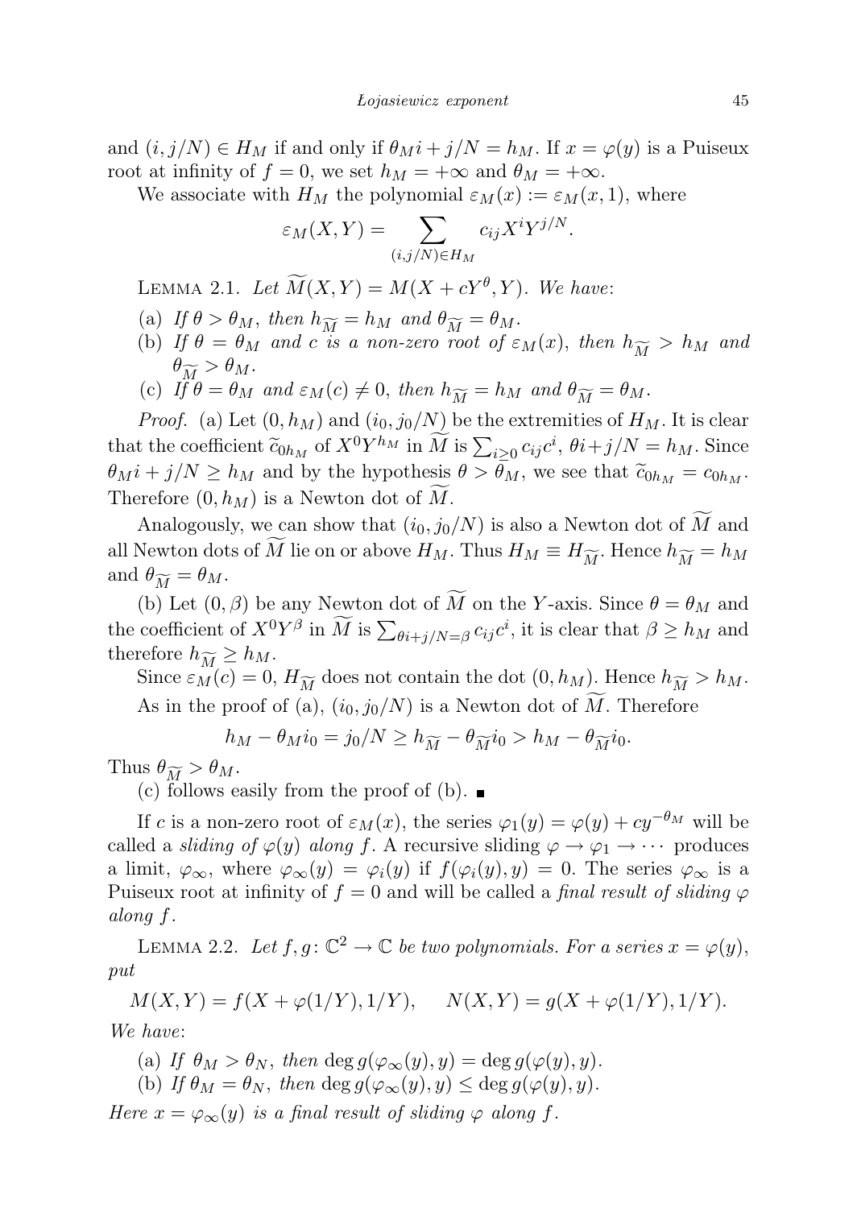and $(i, j/N) \in H_M$ if and only if $\theta_M i + j/N = h_M$. If $x = \varphi(y)$ is a Puiseux root at infinity of $f = 0$, we set $h_M = +\infty$ and $\theta_M = +\infty$.

We associate with $H_M$ the polynomial $\varepsilon_M(x) := \varepsilon_M(x, 1)$, where

$$\varepsilon_M(X, Y) = \sum_{(i,j/N) \in H_M} c_{ij} X^i Y^{j/N}.$$

Lemma 2.1. *Let $\widetilde{M}(X, Y) = M(X + cY^\theta, Y)$. We have*:

(a) *If $\theta > \theta_M$, then $h_{\widetilde{M}} = h_M$ and $\theta_{\widetilde{M}} = \theta_M$.*

(b) *If $\theta = \theta_M$ and $c$ is a non-zero root of $\varepsilon_M(x)$, then $h_{\widetilde{M}} > h_M$ and $\theta_{\widetilde{M}} > \theta_M$.*

(c) *If $\theta = \theta_M$ and $\varepsilon_M(c) \neq 0$, then $h_{\widetilde{M}} = h_M$ and $\theta_{\widetilde{M}} = \theta_M$.*

*Proof.* (a) Let $(0, h_M)$ and $(i_0, j_0/N)$ be the extremities of $H_M$. It is clear that the coefficient $\widetilde{c}_{0h_M}$ of $X^0 Y^{h_M}$ in $\widetilde{M}$ is $\sum_{i \geq 0} c_{ij} c^i$, $\theta i + j/N = h_M$. Since $\theta_M i + j/N \geq h_M$ and by the hypothesis $\theta > \theta_M$, we see that $\widetilde{c}_{0h_M} = c_{0h_M}$. Therefore $(0, h_M)$ is a Newton dot of $\widetilde{M}$.

Analogously, we can show that $(i_0, j_0/N)$ is also a Newton dot of $\widetilde{M}$ and all Newton dots of $\widetilde{M}$ lie on or above $H_M$. Thus $H_M \equiv H_{\widetilde{M}}$. Hence $h_{\widetilde{M}} = h_M$ and $\theta_{\widetilde{M}} = \theta_M$.

(b) Let $(0, \beta)$ be any Newton dot of $\widetilde{M}$ on the $Y$-axis. Since $\theta = \theta_M$ and the coefficient of $X^0 Y^\beta$ in $\widetilde{M}$ is $\sum_{\theta i + j/N = \beta} c_{ij} c^i$, it is clear that $\beta \geq h_M$ and therefore $h_{\widetilde{M}} \geq h_M$.

Since $\varepsilon_M(c) = 0$, $H_{\widetilde{M}}$ does not contain the dot $(0, h_M)$. Hence $h_{\widetilde{M}} > h_M$.

As in the proof of (a), $(i_0, j_0/N)$ is a Newton dot of $\widetilde{M}$. Therefore

$$h_M - \theta_M i_0 = j_0/N \geq h_{\widetilde{M}} - \theta_{\widetilde{M}} i_0 > h_M - \theta_{\widetilde{M}} i_0.$$

Thus $\theta_{\widetilde{M}} > \theta_M$.

(c) follows easily from the proof of (b). ∎

If $c$ is a non-zero root of $\varepsilon_M(x)$, the series $\varphi_1(y) = \varphi(y) + cy^{-\theta_M}$ will be called a *sliding of $\varphi(y)$ along $f$*. A recursive sliding $\varphi \to \varphi_1 \to \cdots$ produces a limit, $\varphi_\infty$, where $\varphi_\infty(y) = \varphi_i(y)$ if $f(\varphi_i(y), y) = 0$. The series $\varphi_\infty$ is a Puiseux root at infinity of $f = 0$ and will be called a *final result of sliding $\varphi$ along $f$*.

Lemma 2.2. *Let $f, g \colon \mathbb{C}^2 \to \mathbb{C}$ be two polynomials. For a series $x = \varphi(y)$, put*

$$M(X, Y) = f(X + \varphi(1/Y), 1/Y), \qquad N(X, Y) = g(X + \varphi(1/Y), 1/Y).$$

*We have*:

(a) *If $\theta_M > \theta_N$, then $\deg g(\varphi_\infty(y), y) = \deg g(\varphi(y), y)$.*

(b) *If $\theta_M = \theta_N$, then $\deg g(\varphi_\infty(y), y) \leq \deg g(\varphi(y), y)$.*

*Here $x = \varphi_\infty(y)$ is a final result of sliding $\varphi$ along $f$.*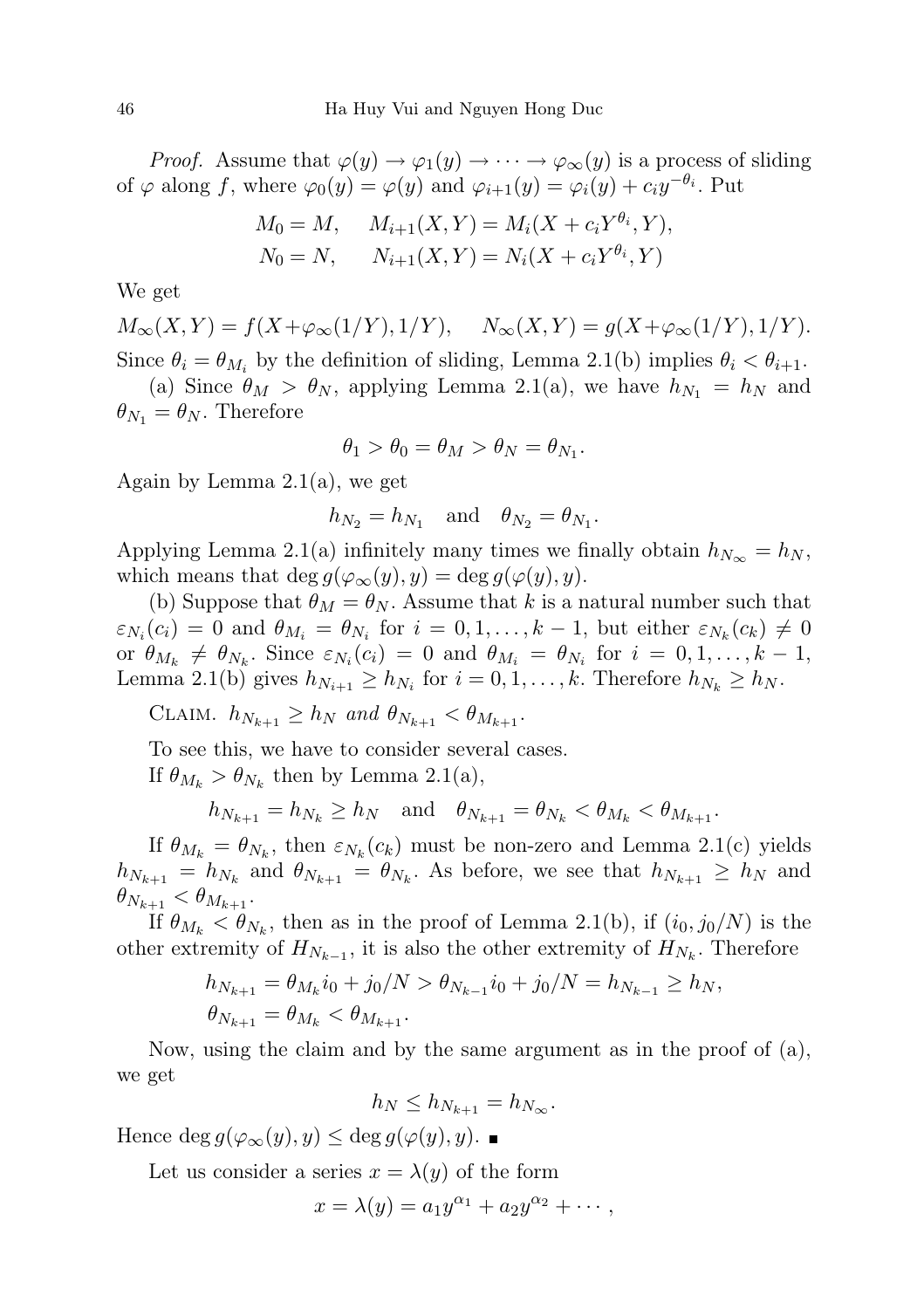*Proof.* Assume that $\varphi(y) \to \varphi_1(y) \to \cdots \to \varphi_\infty(y)$ is a process of sliding of $\varphi$ along $f$, where $\varphi_0(y) = \varphi(y)$ and $\varphi_{i+1}(y) = \varphi_i(y) + c_i y^{-\theta_i}$. Put

$$M_0 = M, \quad M_{i+1}(X,Y) = M_i(X + c_i Y^{\theta_i}, Y),$$
$$N_0 = N, \quad N_{i+1}(X,Y) = N_i(X + c_i Y^{\theta_i}, Y)$$

We get

$$M_\infty(X,Y) = f(X+\varphi_\infty(1/Y), 1/Y), \quad N_\infty(X,Y) = g(X+\varphi_\infty(1/Y), 1/Y).$$

Since $\theta_i = \theta_{M_i}$ by the definition of sliding, Lemma 2.1(b) implies $\theta_i < \theta_{i+1}$.

(a) Since $\theta_M > \theta_N$, applying Lemma 2.1(a), we have $h_{N_1} = h_N$ and $\theta_{N_1} = \theta_N$. Therefore

$$\theta_1 > \theta_0 = \theta_M > \theta_N = \theta_{N_1}.$$

Again by Lemma 2.1(a), we get

$$h_{N_2} = h_{N_1} \quad \text{and} \quad \theta_{N_2} = \theta_{N_1}.$$

Applying Lemma 2.1(a) infinitely many times we finally obtain $h_{N_\infty} = h_N$, which means that $\deg g(\varphi_\infty(y), y) = \deg g(\varphi(y), y)$.

(b) Suppose that $\theta_M = \theta_N$. Assume that $k$ is a natural number such that $\varepsilon_{N_i}(c_i) = 0$ and $\theta_{M_i} = \theta_{N_i}$ for $i = 0, 1, \ldots, k-1$, but either $\varepsilon_{N_k}(c_k) \neq 0$ or $\theta_{M_k} \neq \theta_{N_k}$. Since $\varepsilon_{N_i}(c_i) = 0$ and $\theta_{M_i} = \theta_{N_i}$ for $i = 0, 1, \ldots, k-1$, Lemma 2.1(b) gives $h_{N_{i+1}} \geq h_{N_i}$ for $i = 0, 1, \ldots, k$. Therefore $h_{N_k} \geq h_N$.

Claim. *$h_{N_{k+1}} \geq h_N$ and $\theta_{N_{k+1}} < \theta_{M_{k+1}}$.*

To see this, we have to consider several cases.

If $\theta_{M_k} > \theta_{N_k}$ then by Lemma 2.1(a),

$$h_{N_{k+1}} = h_{N_k} \geq h_N \quad \text{and} \quad \theta_{N_{k+1}} = \theta_{N_k} < \theta_{M_k} < \theta_{M_{k+1}}.$$

If $\theta_{M_k} = \theta_{N_k}$, then $\varepsilon_{N_k}(c_k)$ must be non-zero and Lemma 2.1(c) yields $h_{N_{k+1}} = h_{N_k}$ and $\theta_{N_{k+1}} = \theta_{N_k}$. As before, we see that $h_{N_{k+1}} \geq h_N$ and $\theta_{N_{k+1}} < \theta_{M_{k+1}}$.

If $\theta_{M_k} < \theta_{N_k}$, then as in the proof of Lemma 2.1(b), if $(i_0, j_0/N)$ is the other extremity of $H_{N_{k-1}}$, it is also the other extremity of $H_{N_k}$. Therefore

$$h_{N_{k+1}} = \theta_{M_k} i_0 + j_0/N > \theta_{N_{k-1}} i_0 + j_0/N = h_{N_{k-1}} \geq h_N,$$
$$\theta_{N_{k+1}} = \theta_{M_k} < \theta_{M_{k+1}}.$$

Now, using the claim and by the same argument as in the proof of (a), we get

$$h_N \leq h_{N_{k+1}} = h_{N_\infty}.$$

Hence $\deg g(\varphi_\infty(y), y) \leq \deg g(\varphi(y), y)$. ∎

Let us consider a series $x = \lambda(y)$ of the form

$$x = \lambda(y) = a_1 y^{\alpha_1} + a_2 y^{\alpha_2} + \cdots,$$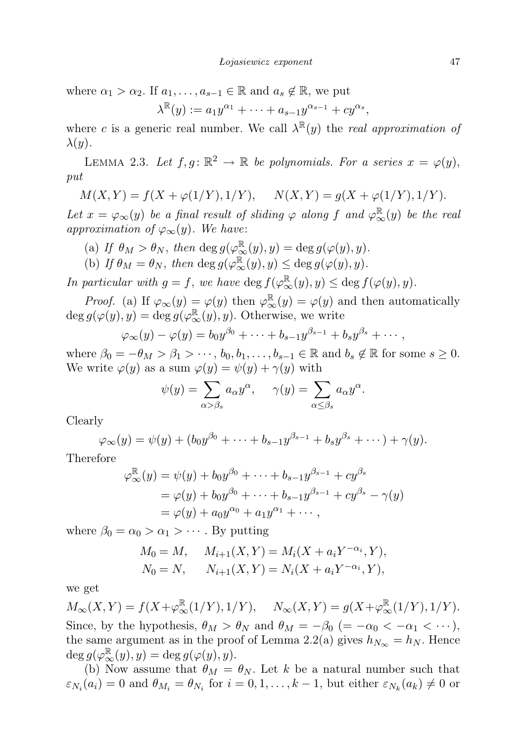where $\alpha_1 > \alpha_2$. If $a_1, \ldots, a_{s-1} \in \mathbb{R}$ and $a_s \notin \mathbb{R}$, we put

$$\lambda^{\mathbb{R}}(y) := a_1 y^{\alpha_1} + \cdots + a_{s-1} y^{\alpha_{s-1}} + c y^{\alpha_s},$$

where $c$ is a generic real number. We call $\lambda^{\mathbb{R}}(y)$ the *real approximation of* $\lambda(y)$.

Lemma 2.3. *Let $f, g \colon \mathbb{R}^2 \to \mathbb{R}$ be polynomials. For a series $x = \varphi(y)$, put*

$$M(X,Y) = f(X + \varphi(1/Y), 1/Y), \qquad N(X,Y) = g(X + \varphi(1/Y), 1/Y).$$

*Let $x = \varphi_\infty(y)$ be a final result of sliding $\varphi$ along $f$ and $\varphi_\infty^{\mathbb{R}}(y)$ be the real approximation of $\varphi_\infty(y)$. We have*:

(a) *If $\theta_M > \theta_N$, then $\deg g(\varphi_\infty^{\mathbb{R}}(y), y) = \deg g(\varphi(y), y)$.*

(b) *If $\theta_M = \theta_N$, then $\deg g(\varphi_\infty^{\mathbb{R}}(y), y) \leq \deg g(\varphi(y), y)$.*

*In particular with $g = f$, we have $\deg f(\varphi_\infty^{\mathbb{R}}(y), y) \leq \deg f(\varphi(y), y)$.*

*Proof.* (a) If $\varphi_\infty(y) = \varphi(y)$ then $\varphi_\infty^{\mathbb{R}}(y) = \varphi(y)$ and then automatically $\deg g(\varphi(y), y) = \deg g(\varphi_\infty^{\mathbb{R}}(y), y)$. Otherwise, we write

$$\varphi_\infty(y) - \varphi(y) = b_0 y^{\beta_0} + \cdots + b_{s-1} y^{\beta_{s-1}} + b_s y^{\beta_s} + \cdots,$$

where $\beta_0 = -\theta_M > \beta_1 > \cdots$, $b_0, b_1, \ldots, b_{s-1} \in \mathbb{R}$ and $b_s \notin \mathbb{R}$ for some $s \geq 0$. We write $\varphi(y)$ as a sum $\varphi(y) = \psi(y) + \gamma(y)$ with

$$\psi(y) = \sum_{\alpha > \beta_s} a_\alpha y^\alpha, \qquad \gamma(y) = \sum_{\alpha \leq \beta_s} a_\alpha y^\alpha.$$

Clearly

$$\varphi_\infty(y) = \psi(y) + (b_0 y^{\beta_0} + \cdots + b_{s-1} y^{\beta_{s-1}} + b_s y^{\beta_s} + \cdots) + \gamma(y).$$

Therefore

$$\begin{aligned}
\varphi_\infty^{\mathbb{R}}(y) &= \psi(y) + b_0 y^{\beta_0} + \cdots + b_{s-1} y^{\beta_{s-1}} + c y^{\beta_s} \\
&= \varphi(y) + b_0 y^{\beta_0} + \cdots + b_{s-1} y^{\beta_{s-1}} + c y^{\beta_s} - \gamma(y) \\
&= \varphi(y) + a_0 y^{\alpha_0} + a_1 y^{\alpha_1} + \cdots,
\end{aligned}$$

where $\beta_0 = \alpha_0 > \alpha_1 > \cdots$. By putting

$$\begin{aligned}
M_0 &= M, \qquad M_{i+1}(X,Y) = M_i(X + a_i Y^{-\alpha_i}, Y), \\
N_0 &= N, \qquad N_{i+1}(X,Y) = N_i(X + a_i Y^{-\alpha_i}, Y),
\end{aligned}$$

we get

$$M_\infty(X,Y) = f(X + \varphi_\infty^{\mathbb{R}}(1/Y), 1/Y), \qquad N_\infty(X,Y) = g(X + \varphi_\infty^{\mathbb{R}}(1/Y), 1/Y).$$

Since, by the hypothesis, $\theta_M > \theta_N$ and $\theta_M = -\beta_0$ $(= -\alpha_0 < -\alpha_1 < \cdots)$, the same argument as in the proof of Lemma 2.2(a) gives $h_{N_\infty} = h_N$. Hence $\deg g(\varphi_\infty^{\mathbb{R}}(y), y) = \deg g(\varphi(y), y)$.

(b) Now assume that $\theta_M = \theta_N$. Let $k$ be a natural number such that $\varepsilon_{N_i}(a_i) = 0$ and $\theta_{M_i} = \theta_{N_i}$ for $i = 0, 1, \ldots, k-1$, but either $\varepsilon_{N_k}(a_k) \neq 0$ or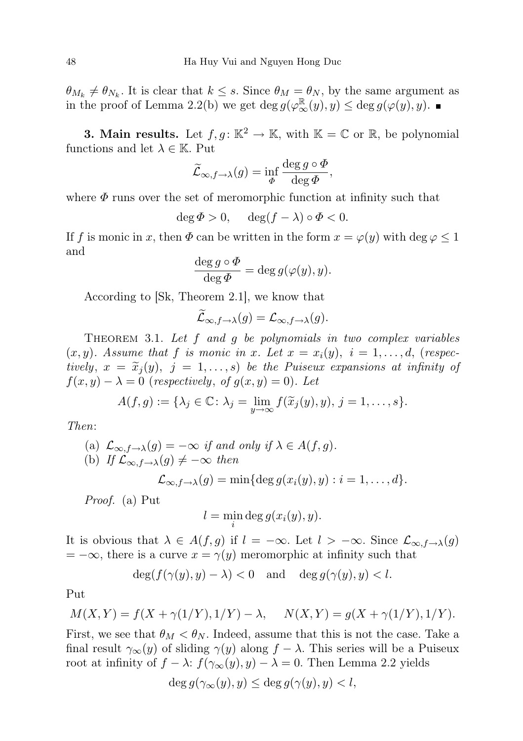$\theta_{M_k} \neq \theta_{N_k}$. It is clear that $k \leq s$. Since $\theta_M = \theta_N$, by the same argument as in the proof of Lemma 2.2(b) we get $\deg g(\varphi_\infty^{\mathbb{R}}(y), y) \leq \deg g(\varphi(y), y)$. ∎

**3. Main results.** Let $f, g \colon \mathbb{K}^2 \to \mathbb{K}$, with $\mathbb{K} = \mathbb{C}$ or $\mathbb{R}$, be polynomial functions and let $\lambda \in \mathbb{K}$. Put

$$\widetilde{\mathcal{L}}_{\infty, f \to \lambda}(g) = \inf_{\Phi} \frac{\deg g \circ \Phi}{\deg \Phi},$$

where $\Phi$ runs over the set of meromorphic function at infinity such that

$$\deg \Phi > 0, \qquad \deg (f - \lambda) \circ \Phi < 0.$$

If $f$ is monic in $x$, then $\Phi$ can be written in the form $x = \varphi(y)$ with $\deg \varphi \leq 1$ and

$$\frac{\deg g \circ \Phi}{\deg \Phi} = \deg g(\varphi(y), y).$$

According to [Sk, Theorem 2.1], we know that

$$\widetilde{\mathcal{L}}_{\infty, f \to \lambda}(g) = \mathcal{L}_{\infty, f \to \lambda}(g).$$

Theorem 3.1. *Let $f$ and $g$ be polynomials in two complex variables $(x, y)$. Assume that $f$ is monic in $x$. Let $x = x_i(y)$, $i = 1, \ldots, d$, (respectively, $x = \widetilde{x}_j(y)$, $j = 1, \ldots, s$) be the Puiseux expansions at infinity of $f(x, y) - \lambda = 0$ (respectively, of $g(x, y) = 0$). Let*

$$A(f, g) := \{\lambda_j \in \mathbb{C} \colon \lambda_j = \lim_{y \to \infty} f(\widetilde{x}_j(y), y),\ j = 1, \ldots, s\}.$$

*Then*:

(a) *$\mathcal{L}_{\infty, f \to \lambda}(g) = -\infty$ if and only if $\lambda \in A(f, g)$.*

(b) *If $\mathcal{L}_{\infty, f \to \lambda}(g) \neq -\infty$ then*

$$\mathcal{L}_{\infty, f \to \lambda}(g) = \min\{\deg g(x_i(y), y) : i = 1, \ldots, d\}.$$

*Proof.* (a) Put

$$l = \min_i \deg g(x_i(y), y).$$

It is obvious that $\lambda \in A(f, g)$ if $l = -\infty$. Let $l > -\infty$. Since $\mathcal{L}_{\infty, f \to \lambda}(g) = -\infty$, there is a curve $x = \gamma(y)$ meromorphic at infinity such that

$$\deg(f(\gamma(y), y) - \lambda) < 0 \quad \text{and} \quad \deg g(\gamma(y), y) < l.$$

Put

$$M(X, Y) = f(X + \gamma(1/Y), 1/Y) - \lambda, \qquad N(X, Y) = g(X + \gamma(1/Y), 1/Y).$$

First, we see that $\theta_M < \theta_N$. Indeed, assume that this is not the case. Take a final result $\gamma_\infty(y)$ of sliding $\gamma(y)$ along $f - \lambda$. This series will be a Puiseux root at infinity of $f - \lambda$: $f(\gamma_\infty(y), y) - \lambda = 0$. Then Lemma 2.2 yields

$$\deg g(\gamma_\infty(y), y) \leq \deg g(\gamma(y), y) < l,$$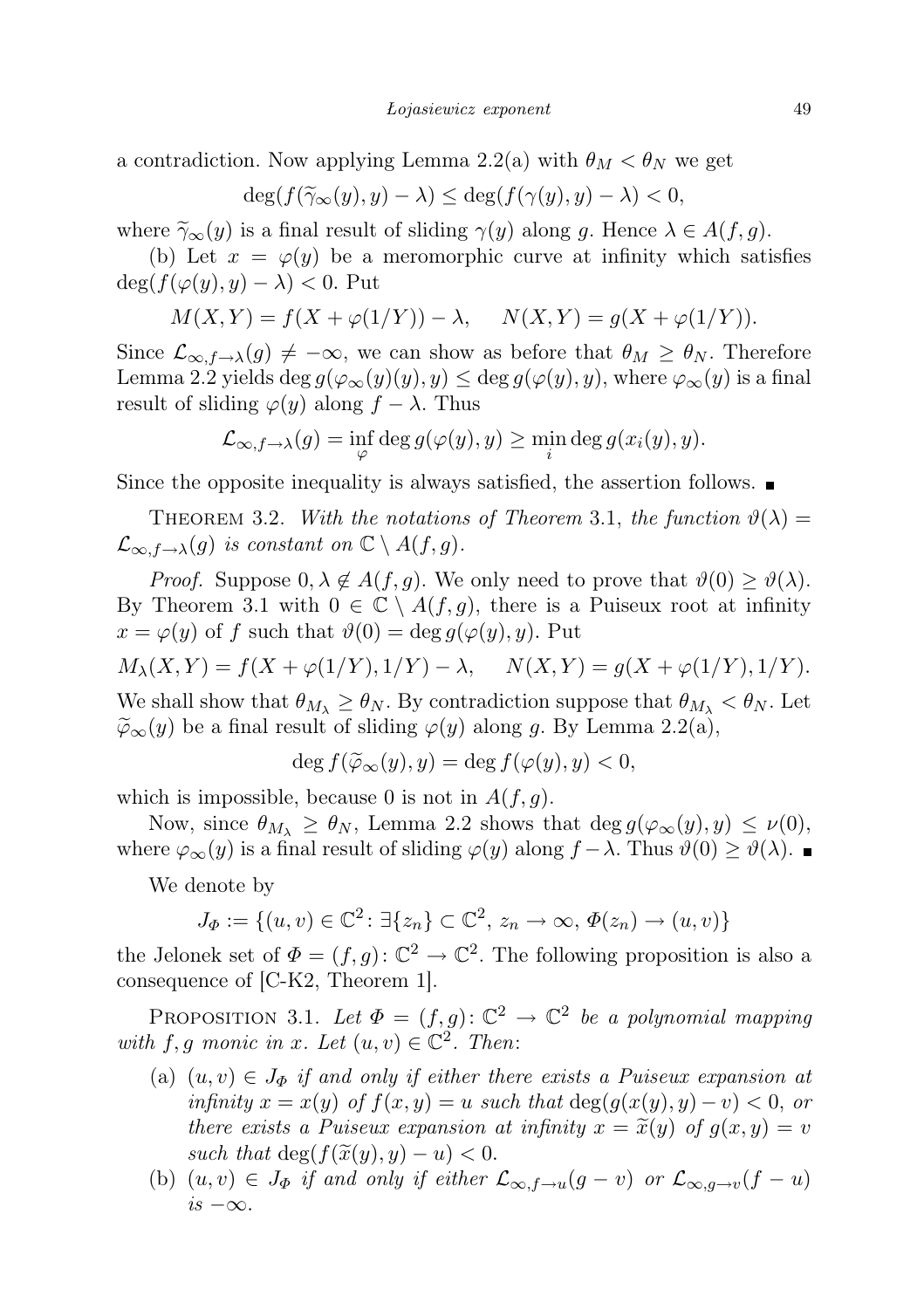a contradiction. Now applying Lemma 2.2(a) with $\theta_M < \theta_N$ we get

$$\deg(f(\widetilde{\gamma}_\infty(y), y) - \lambda) \leq \deg(f(\gamma(y), y) - \lambda) < 0,$$

where $\widetilde{\gamma}_\infty(y)$ is a final result of sliding $\gamma(y)$ along $g$. Hence $\lambda \in A(f, g)$.

(b) Let $x = \varphi(y)$ be a meromorphic curve at infinity which satisfies $\deg(f(\varphi(y), y) - \lambda) < 0$. Put

$$M(X, Y) = f(X + \varphi(1/Y)) - \lambda, \quad N(X, Y) = g(X + \varphi(1/Y)).$$

Since $\mathcal{L}_{\infty, f \to \lambda}(g) \neq -\infty$, we can show as before that $\theta_M \geq \theta_N$. Therefore Lemma 2.2 yields $\deg g(\varphi_\infty(y)(y), y) \leq \deg g(\varphi(y), y)$, where $\varphi_\infty(y)$ is a final result of sliding $\varphi(y)$ along $f - \lambda$. Thus

$$\mathcal{L}_{\infty, f \to \lambda}(g) = \inf_{\varphi} \deg g(\varphi(y), y) \geq \min_i \deg g(x_i(y), y).$$

Since the opposite inequality is always satisfied, the assertion follows. ■

THEOREM 3.2. *With the notations of Theorem* 3.1, *the function* $\vartheta(\lambda) = \mathcal{L}_{\infty, f \to \lambda}(g)$ *is constant on* $\mathbb{C} \setminus A(f, g)$.

*Proof.* Suppose $0, \lambda \notin A(f, g)$. We only need to prove that $\vartheta(0) \geq \vartheta(\lambda)$. By Theorem 3.1 with $0 \in \mathbb{C} \setminus A(f, g)$, there is a Puiseux root at infinity $x = \varphi(y)$ of $f$ such that $\vartheta(0) = \deg g(\varphi(y), y)$. Put

$$M_\lambda(X, Y) = f(X + \varphi(1/Y), 1/Y) - \lambda, \quad N(X, Y) = g(X + \varphi(1/Y), 1/Y).$$

We shall show that $\theta_{M_\lambda} \geq \theta_N$. By contradiction suppose that $\theta_{M_\lambda} < \theta_N$. Let $\widetilde{\varphi}_\infty(y)$ be a final result of sliding $\varphi(y)$ along $g$. By Lemma 2.2(a),

$$\deg f(\widetilde{\varphi}_\infty(y), y) = \deg f(\varphi(y), y) < 0,$$

which is impossible, because 0 is not in $A(f, g)$.

Now, since $\theta_{M_\lambda} \geq \theta_N$, Lemma 2.2 shows that $\deg g(\varphi_\infty(y), y) \leq \nu(0)$, where $\varphi_\infty(y)$ is a final result of sliding $\varphi(y)$ along $f - \lambda$. Thus $\vartheta(0) \geq \vartheta(\lambda)$. ■

We denote by

$$J_\Phi := \{(u, v) \in \mathbb{C}^2 : \exists \{z_n\} \subset \mathbb{C}^2,\ z_n \to \infty,\ \Phi(z_n) \to (u, v)\}$$

the Jelonek set of $\Phi = (f, g) \colon \mathbb{C}^2 \to \mathbb{C}^2$. The following proposition is also a consequence of [C-K2, Theorem 1].

PROPOSITION 3.1. *Let* $\Phi = (f, g) \colon \mathbb{C}^2 \to \mathbb{C}^2$ *be a polynomial mapping with* $f, g$ *monic in* $x$. *Let* $(u, v) \in \mathbb{C}^2$. *Then*:

- (a) $(u, v) \in J_\Phi$ *if and only if either there exists a Puiseux expansion at infinity* $x = x(y)$ *of* $f(x, y) = u$ *such that* $\deg(g(x(y), y) - v) < 0$, *or there exists a Puiseux expansion at infinity* $x = \widetilde{x}(y)$ *of* $g(x, y) = v$ *such that* $\deg(f(\widetilde{x}(y), y) - u) < 0$.
- (b) $(u, v) \in J_\Phi$ *if and only if either* $\mathcal{L}_{\infty, f \to u}(g - v)$ *or* $\mathcal{L}_{\infty, g \to v}(f - u)$ *is* $-\infty$.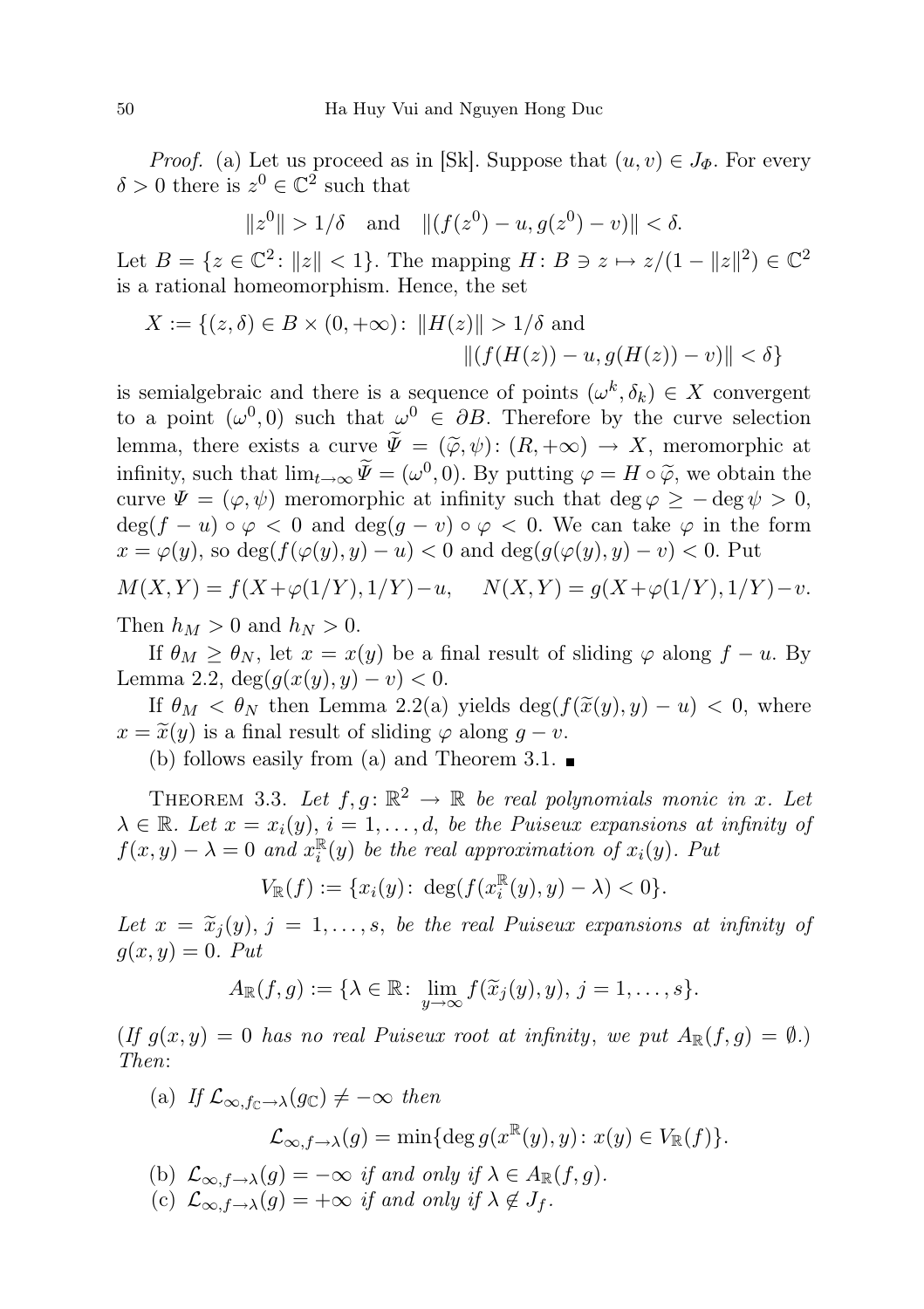*Proof.* (a) Let us proceed as in [Sk]. Suppose that $(u,v) \in J_\Phi$. For every $\delta > 0$ there is $z^0 \in \mathbb{C}^2$ such that

$$\|z^0\| > 1/\delta \quad \text{and} \quad \|(f(z^0) - u, g(z^0) - v)\| < \delta.$$

Let $B = \{z \in \mathbb{C}^2 \colon \|z\| < 1\}$. The mapping $H \colon B \ni z \mapsto z/(1 - \|z\|^2) \in \mathbb{C}^2$ is a rational homeomorphism. Hence, the set

$$X := \{(z,\delta) \in B \times (0,+\infty) \colon \|H(z)\| > 1/\delta \text{ and } \|(f(H(z)) - u, g(H(z)) - v)\| < \delta\}$$

is semialgebraic and there is a sequence of points $(\omega^k, \delta_k) \in X$ convergent to a point $(\omega^0, 0)$ such that $\omega^0 \in \partial B$. Therefore by the curve selection lemma, there exists a curve $\widetilde{\Psi} = (\widetilde{\varphi}, \psi) \colon (R, +\infty) \to X$, meromorphic at infinity, such that $\lim_{t\to\infty} \widetilde{\Psi} = (\omega^0, 0)$. By putting $\varphi = H \circ \widetilde{\varphi}$, we obtain the curve $\Psi = (\varphi, \psi)$ meromorphic at infinity such that $\deg \varphi \geq -\deg \psi > 0$, $\deg(f-u)\circ\varphi < 0$ and $\deg(g-v)\circ\varphi < 0$. We can take $\varphi$ in the form $x = \varphi(y)$, so $\deg(f(\varphi(y),y) - u) < 0$ and $\deg(g(\varphi(y),y) - v) < 0$. Put

$$M(X,Y) = f(X + \varphi(1/Y), 1/Y) - u, \qquad N(X,Y) = g(X + \varphi(1/Y), 1/Y) - v.$$

Then $h_M > 0$ and $h_N > 0$.

If $\theta_M \geq \theta_N$, let $x = x(y)$ be a final result of sliding $\varphi$ along $f - u$. By Lemma 2.2, $\deg(g(x(y),y) - v) < 0$.

If $\theta_M < \theta_N$ then Lemma 2.2(a) yields $\deg(f(\widetilde{x}(y),y) - u) < 0$, where $x = \widetilde{x}(y)$ is a final result of sliding $\varphi$ along $g - v$.

(b) follows easily from (a) and Theorem 3.1. ■

THEOREM 3.3. *Let $f,g \colon \mathbb{R}^2 \to \mathbb{R}$ be real polynomials monic in $x$. Let $\lambda \in \mathbb{R}$. Let $x = x_i(y)$, $i = 1,\ldots,d$, be the Puiseux expansions at infinity of $f(x,y) - \lambda = 0$ and $x_i^{\mathbb{R}}(y)$ be the real approximation of $x_i(y)$. Put*

$$V_{\mathbb{R}}(f) := \{x_i(y) \colon \deg(f(x_i^{\mathbb{R}}(y),y) - \lambda) < 0\}.$$

*Let $x = \widetilde{x}_j(y)$, $j = 1,\ldots,s$, be the real Puiseux expansions at infinity of $g(x,y) = 0$. Put*

$$A_{\mathbb{R}}(f,g) := \{\lambda \in \mathbb{R} \colon \lim_{y\to\infty} f(\widetilde{x}_j(y),y),\ j = 1,\ldots,s\}.$$

*(If $g(x,y) = 0$ has no real Puiseux root at infinity, we put $A_{\mathbb{R}}(f,g) = \emptyset$.) Then:*

(a) *If $\mathcal{L}_{\infty,f_{\mathbb{C}}\to\lambda}(g_{\mathbb{C}}) \neq -\infty$ then*

$$\mathcal{L}_{\infty,f\to\lambda}(g) = \min\{\deg g(x^{\mathbb{R}}(y),y) \colon x(y) \in V_{\mathbb{R}}(f)\}.$$

(b) *$\mathcal{L}_{\infty,f\to\lambda}(g) = -\infty$ if and only if $\lambda \in A_{\mathbb{R}}(f,g)$.*

(c) *$\mathcal{L}_{\infty,f\to\lambda}(g) = +\infty$ if and only if $\lambda \notin J_f$.*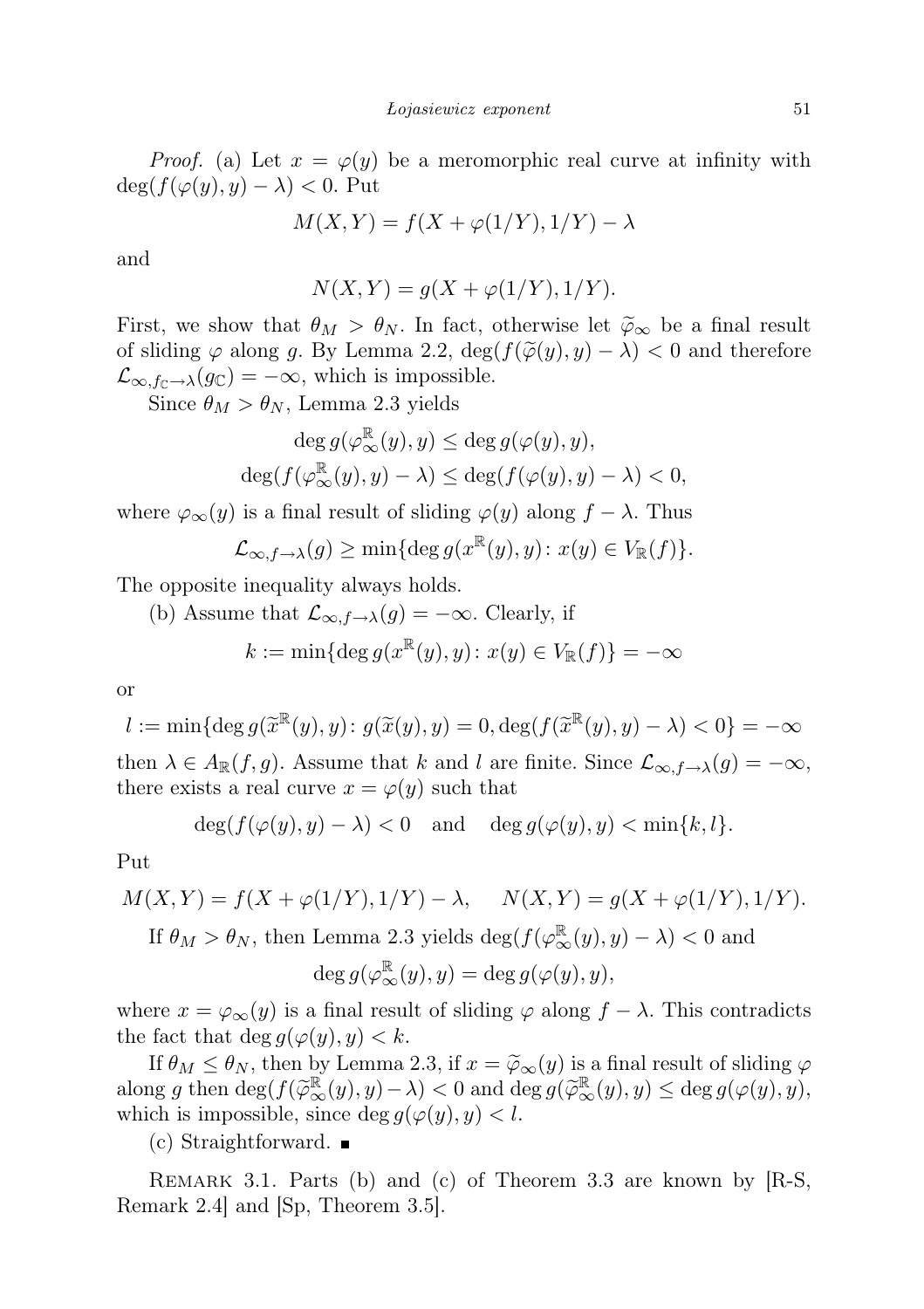*Proof.* (a) Let $x = \varphi(y)$ be a meromorphic real curve at infinity with $\deg(f(\varphi(y), y) - \lambda) < 0$. Put

$$M(X, Y) = f(X + \varphi(1/Y), 1/Y) - \lambda$$

and

$$N(X, Y) = g(X + \varphi(1/Y), 1/Y).$$

First, we show that $\theta_M > \theta_N$. In fact, otherwise let $\widetilde{\varphi}_\infty$ be a final result of sliding $\varphi$ along $g$. By Lemma 2.2, $\deg(f(\widetilde{\varphi}(y), y) - \lambda) < 0$ and therefore $\mathcal{L}_{\infty, f_{\mathbb{C}} \to \lambda}(g_{\mathbb{C}}) = -\infty$, which is impossible.

Since $\theta_M > \theta_N$, Lemma 2.3 yields

$$\deg g(\varphi_\infty^{\mathbb{R}}(y), y) \le \deg g(\varphi(y), y),$$
$$\deg(f(\varphi_\infty^{\mathbb{R}}(y), y) - \lambda) \le \deg(f(\varphi(y), y) - \lambda) < 0,$$

where $\varphi_\infty(y)$ is a final result of sliding $\varphi(y)$ along $f - \lambda$. Thus

$$\mathcal{L}_{\infty, f \to \lambda}(g) \ge \min\{\deg g(x^{\mathbb{R}}(y), y) \colon x(y) \in V_{\mathbb{R}}(f)\}.$$

The opposite inequality always holds.

(b) Assume that $\mathcal{L}_{\infty, f \to \lambda}(g) = -\infty$. Clearly, if

$$k := \min\{\deg g(x^{\mathbb{R}}(y), y) \colon x(y) \in V_{\mathbb{R}}(f)\} = -\infty$$

or

$$l := \min\{\deg g(\widetilde{x}^{\mathbb{R}}(y), y) \colon g(\widetilde{x}(y), y) = 0, \deg(f(\widetilde{x}^{\mathbb{R}}(y), y) - \lambda) < 0\} = -\infty$$

then $\lambda \in A_{\mathbb{R}}(f, g)$. Assume that $k$ and $l$ are finite. Since $\mathcal{L}_{\infty, f \to \lambda}(g) = -\infty$, there exists a real curve $x = \varphi(y)$ such that

$$\deg(f(\varphi(y), y) - \lambda) < 0 \quad \text{and} \quad \deg g(\varphi(y), y) < \min\{k, l\}.$$

Put

$$M(X, Y) = f(X + \varphi(1/Y), 1/Y) - \lambda, \qquad N(X, Y) = g(X + \varphi(1/Y), 1/Y).$$

If $\theta_M > \theta_N$, then Lemma 2.3 yields $\deg(f(\varphi_\infty^{\mathbb{R}}(y), y) - \lambda) < 0$ and

$$\deg g(\varphi_\infty^{\mathbb{R}}(y), y) = \deg g(\varphi(y), y),$$

where $x = \varphi_\infty(y)$ is a final result of sliding $\varphi$ along $f - \lambda$. This contradicts the fact that $\deg g(\varphi(y), y) < k$.

If $\theta_M \le \theta_N$, then by Lemma 2.3, if $x = \widetilde{\varphi}_\infty(y)$ is a final result of sliding $\varphi$ along $g$ then $\deg(f(\widetilde{\varphi}_\infty^{\mathbb{R}}(y), y) - \lambda) < 0$ and $\deg g(\widetilde{\varphi}_\infty^{\mathbb{R}}(y), y) \le \deg g(\varphi(y), y)$, which is impossible, since $\deg g(\varphi(y), y) < l$.

(c) Straightforward. ∎

Remark 3.1. Parts (b) and (c) of Theorem 3.3 are known by [R-S, Remark 2.4] and [Sp, Theorem 3.5].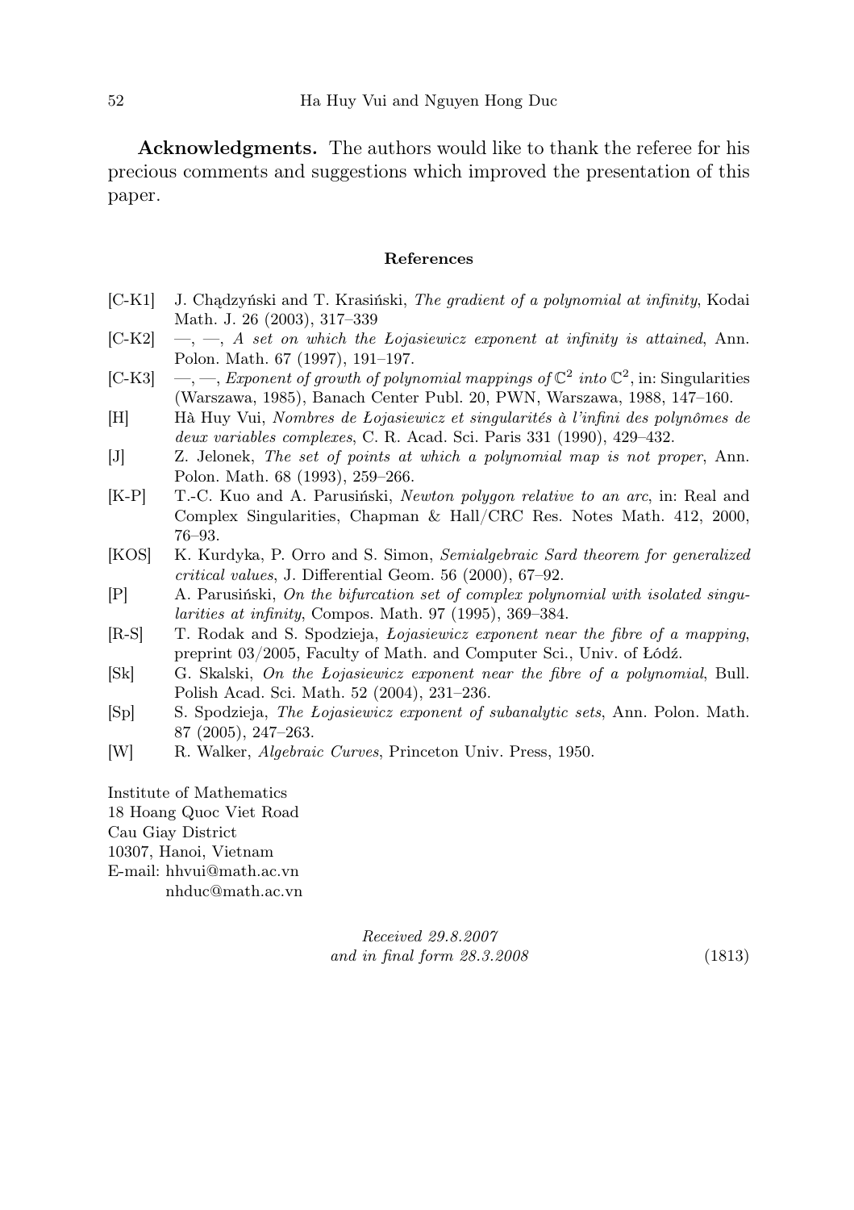**Acknowledgments.** The authors would like to thank the referee for his precious comments and suggestions which improved the presentation of this paper.

## References

[C-K1] J. Chądzyński and T. Krasiński, *The gradient of a polynomial at infinity*, Kodai Math. J. 26 (2003), 317–339

[C-K2] —, —, *A set on which the Łojasiewicz exponent at infinity is attained*, Ann. Polon. Math. 67 (1997), 191–197.

[C-K3] —, —, *Exponent of growth of polynomial mappings of $\mathbb{C}^2$ into $\mathbb{C}^2$*, in: Singularities (Warszawa, 1985), Banach Center Publ. 20, PWN, Warszawa, 1988, 147–160.

[H] Hà Huy Vui, *Nombres de Łojasiewicz et singularités à l'infini des polynômes de deux variables complexes*, C. R. Acad. Sci. Paris 331 (1990), 429–432.

[J] Z. Jelonek, *The set of points at which a polynomial map is not proper*, Ann. Polon. Math. 68 (1993), 259–266.

[K-P] T.-C. Kuo and A. Parusiński, *Newton polygon relative to an arc*, in: Real and Complex Singularities, Chapman & Hall/CRC Res. Notes Math. 412, 2000, 76–93.

[KOS] K. Kurdyka, P. Orro and S. Simon, *Semialgebraic Sard theorem for generalized critical values*, J. Differential Geom. 56 (2000), 67–92.

[P] A. Parusiński, *On the bifurcation set of complex polynomial with isolated singularities at infinity*, Compos. Math. 97 (1995), 369–384.

[R-S] T. Rodak and S. Spodzieja, *Łojasiewicz exponent near the fibre of a mapping*, preprint 03/2005, Faculty of Math. and Computer Sci., Univ. of Łódź.

[Sk] G. Skalski, *On the Łojasiewicz exponent near the fibre of a polynomial*, Bull. Polish Acad. Sci. Math. 52 (2004), 231–236.

[Sp] S. Spodzieja, *The Łojasiewicz exponent of subanalytic sets*, Ann. Polon. Math. 87 (2005), 247–263.

[W] R. Walker, *Algebraic Curves*, Princeton Univ. Press, 1950.

Institute of Mathematics
18 Hoang Quoc Viet Road
Cau Giay District
10307, Hanoi, Vietnam
E-mail: hhvui@math.ac.vn
nhduc@math.ac.vn

*Received 29.8.2007*
*and in final form 28.3.2008* (1813)